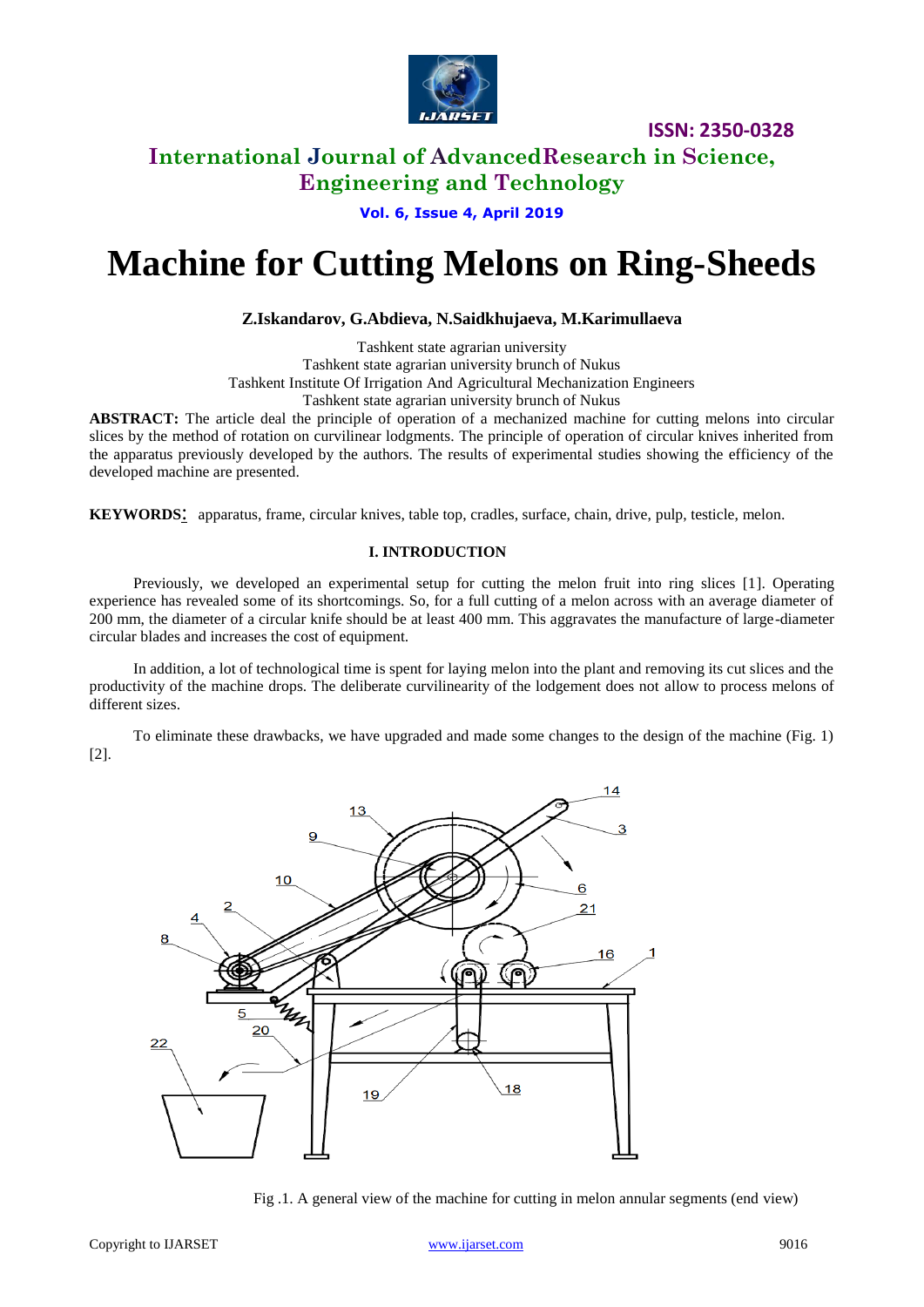# Machine for Cutting Melons on Ring-Sheeds

**Z.Iskandarov, G.Abdieva, N.Saidkhujaeva, M.Karimullaeva**

Tashkent state agrarian university
Tashkent state agrarian university brunch of Nukus
Tashkent Institute Of Irrigation And Agricultural Mechanization Engineers
Tashkent state agrarian university brunch of Nukus

**ABSTRACT:** The article deal the principle of operation of a mechanized machine for cutting melons into circular slices by the method of rotation on curvilinear lodgments. The principle of operation of circular knives inherited from the apparatus previously developed by the authors. The results of experimental studies showing the efficiency of the developed machine are presented.

**KEYWORDS**: apparatus, frame, circular knives, table top, cradles, surface, chain, drive, pulp, testicle, melon.

## I. INTRODUCTION

Previously, we developed an experimental setup for cutting the melon fruit into ring slices [1]. Operating experience has revealed some of its shortcomings. So, for a full cutting of a melon across with an average diameter of 200 mm, the diameter of a circular knife should be at least 400 mm. This aggravates the manufacture of large-diameter circular blades and increases the cost of equipment.

In addition, a lot of technological time is spent for laying melon into the plant and removing its cut slices and the productivity of the machine drops. The deliberate curvilinearity of the lodgement does not allow to process melons of different sizes.

To eliminate these drawbacks, we have upgraded and made some changes to the design of the machine (Fig. 1) [2].

Fig .1. A general view of the machine for cutting in melon annular segments (end view)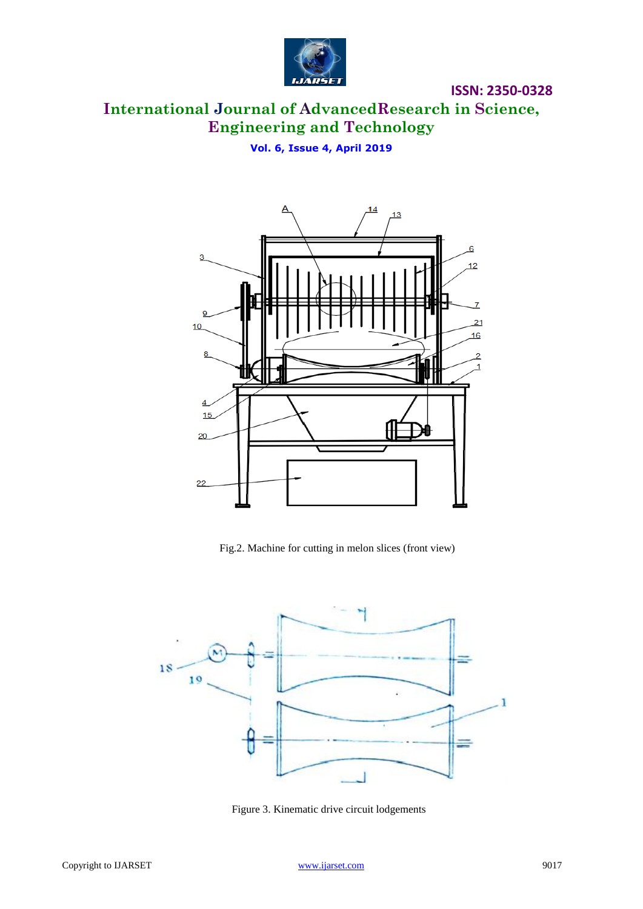Fig.2. Machine for cutting in melon slices (front view)

Figure 3. Kinematic drive circuit lodgements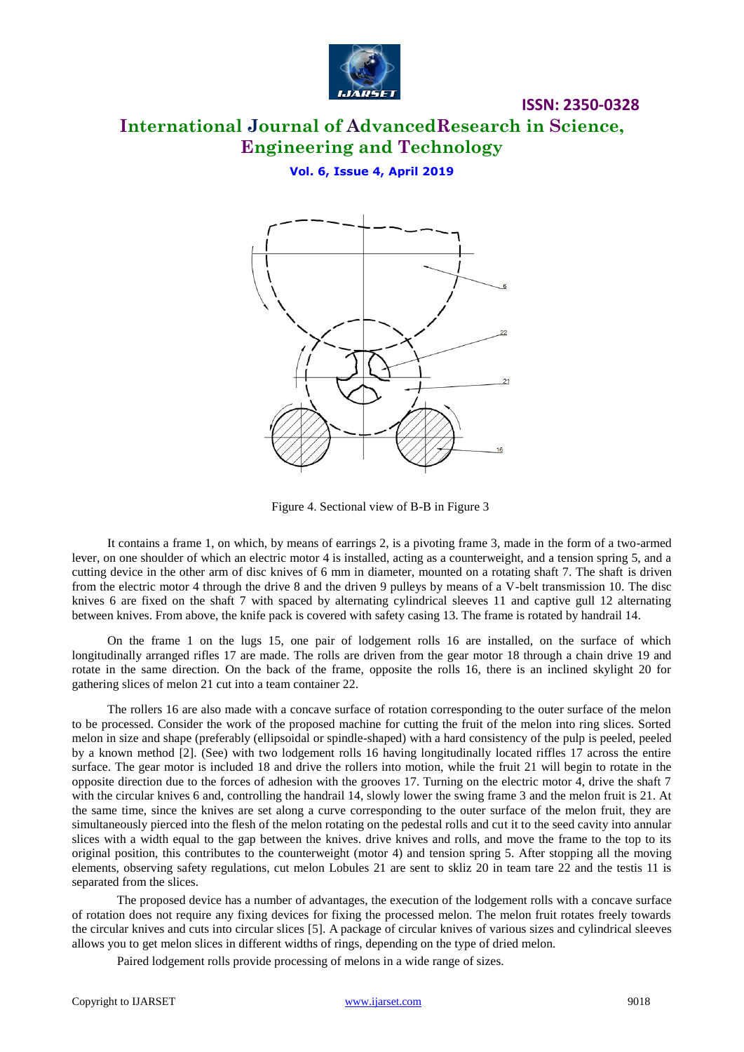Figure 4. Sectional view of B-B in Figure 3

It contains a frame 1, on which, by means of earrings 2, is a pivoting frame 3, made in the form of a two-armed lever, on one shoulder of which an electric motor 4 is installed, acting as a counterweight, and a tension spring 5, and a cutting device in the other arm of disc knives of 6 mm in diameter, mounted on a rotating shaft 7. The shaft is driven from the electric motor 4 through the drive 8 and the driven 9 pulleys by means of a V-belt transmission 10. The disc knives 6 are fixed on the shaft 7 with spaced by alternating cylindrical sleeves 11 and captive gull 12 alternating between knives. From above, the knife pack is covered with safety casing 13. The frame is rotated by handrail 14.

On the frame 1 on the lugs 15, one pair of lodgement rolls 16 are installed, on the surface of which longitudinally arranged rifles 17 are made. The rolls are driven from the gear motor 18 through a chain drive 19 and rotate in the same direction. On the back of the frame, opposite the rolls 16, there is an inclined skylight 20 for gathering slices of melon 21 cut into a team container 22.

The rollers 16 are also made with a concave surface of rotation corresponding to the outer surface of the melon to be processed. Consider the work of the proposed machine for cutting the fruit of the melon into ring slices. Sorted melon in size and shape (preferably (ellipsoidal or spindle-shaped) with a hard consistency of the pulp is peeled, peeled by a known method [2]. (See) with two lodgement rolls 16 having longitudinally located riffles 17 across the entire surface. The gear motor is included 18 and drive the rollers into motion, while the fruit 21 will begin to rotate in the opposite direction due to the forces of adhesion with the grooves 17. Turning on the electric motor 4, drive the shaft 7 with the circular knives 6 and, controlling the handrail 14, slowly lower the swing frame 3 and the melon fruit is 21. At the same time, since the knives are set along a curve corresponding to the outer surface of the melon fruit, they are simultaneously pierced into the flesh of the melon rotating on the pedestal rolls and cut it to the seed cavity into annular slices with a width equal to the gap between the knives. drive knives and rolls, and move the frame to the top to its original position, this contributes to the counterweight (motor 4) and tension spring 5. After stopping all the moving elements, observing safety regulations, cut melon Lobules 21 are sent to skliz 20 in team tare 22 and the testis 11 is separated from the slices.

The proposed device has a number of advantages, the execution of the lodgement rolls with a concave surface of rotation does not require any fixing devices for fixing the processed melon. The melon fruit rotates freely towards the circular knives and cuts into circular slices [5]. A package of circular knives of various sizes and cylindrical sleeves allows you to get melon slices in different widths of rings, depending on the type of dried melon.

Paired lodgement rolls provide processing of melons in a wide range of sizes.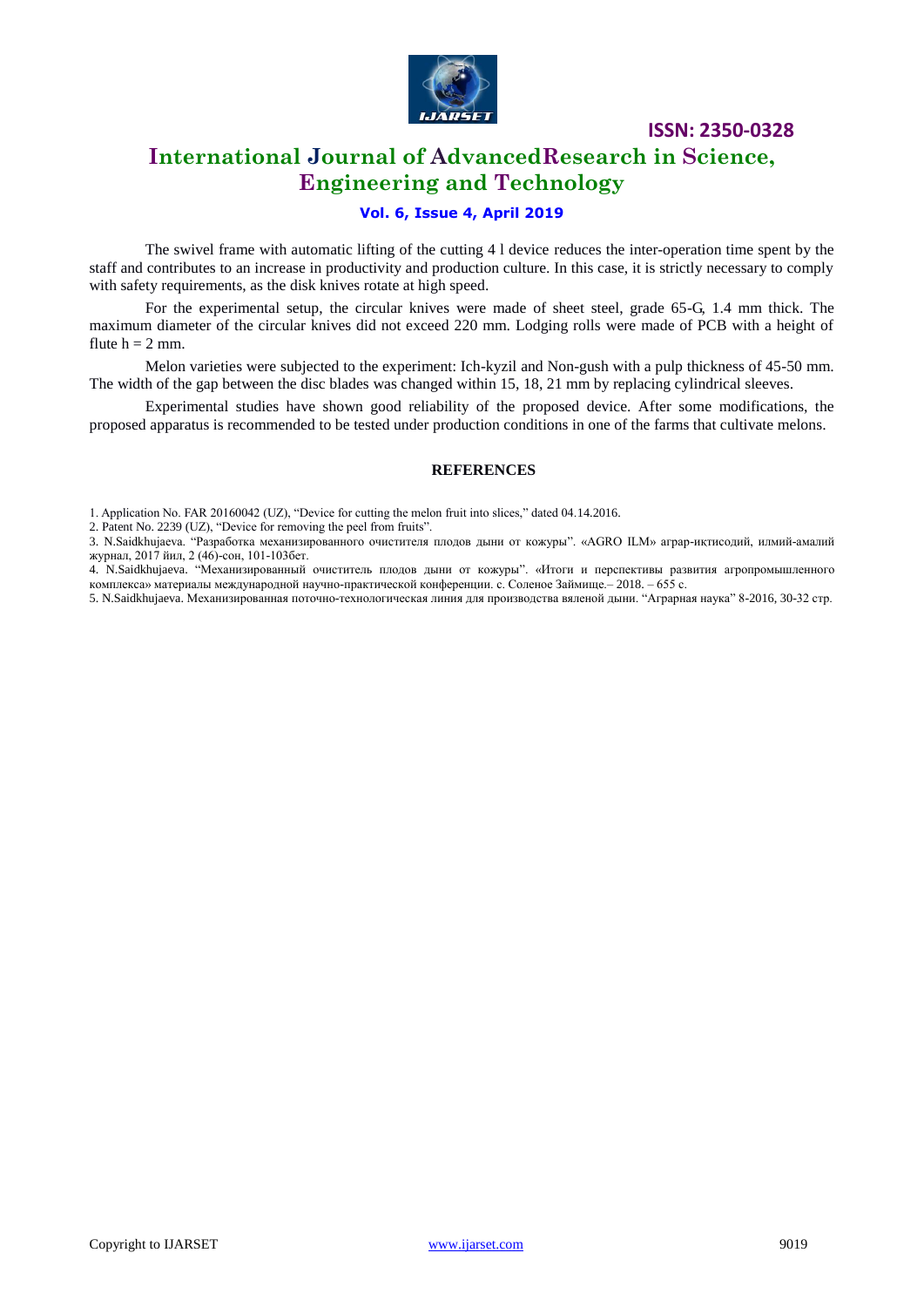The swivel frame with automatic lifting of the cutting 4 l device reduces the inter-operation time spent by the staff and contributes to an increase in productivity and production culture. In this case, it is strictly necessary to comply with safety requirements, as the disk knives rotate at high speed.

For the experimental setup, the circular knives were made of sheet steel, grade 65-G, 1.4 mm thick. The maximum diameter of the circular knives did not exceed 220 mm. Lodging rolls were made of PCB with a height of flute h = 2 mm.

Melon varieties were subjected to the experiment: Ich-kyzil and Non-gush with a pulp thickness of 45-50 mm. The width of the gap between the disc blades was changed within 15, 18, 21 mm by replacing cylindrical sleeves.

Experimental studies have shown good reliability of the proposed device. After some modifications, the proposed apparatus is recommended to be tested under production conditions in one of the farms that cultivate melons.

## REFERENCES

1. Application No. FAR 20160042 (UZ), "Device for cutting the melon fruit into slices," dated 04.14.2016.
2. Patent No. 2239 (UZ), "Device for removing the peel from fruits".
3. N.Saidkhujaeva. "Разработка механизированного очистителя плодов дыни от кожуры". «AGRO ILM» аграр-иқтисодий, илмий-амалий журнал, 2017 йил, 2 (46)-сон, 101-103бет.
4. N.Saidkhujaeva. "Механизированный очиститель плодов дыни от кожуры". «Итоги и перспективы развития агропромышленного комплекса» материалы международной научно-практической конференции. с. Соленое Займище.– 2018. – 655 с.
5. N.Saidkhujaeva. Механизированная поточно-технологическая линия для производства вяленой дыни. "Аграрная наука" 8-2016, 30-32 стр.